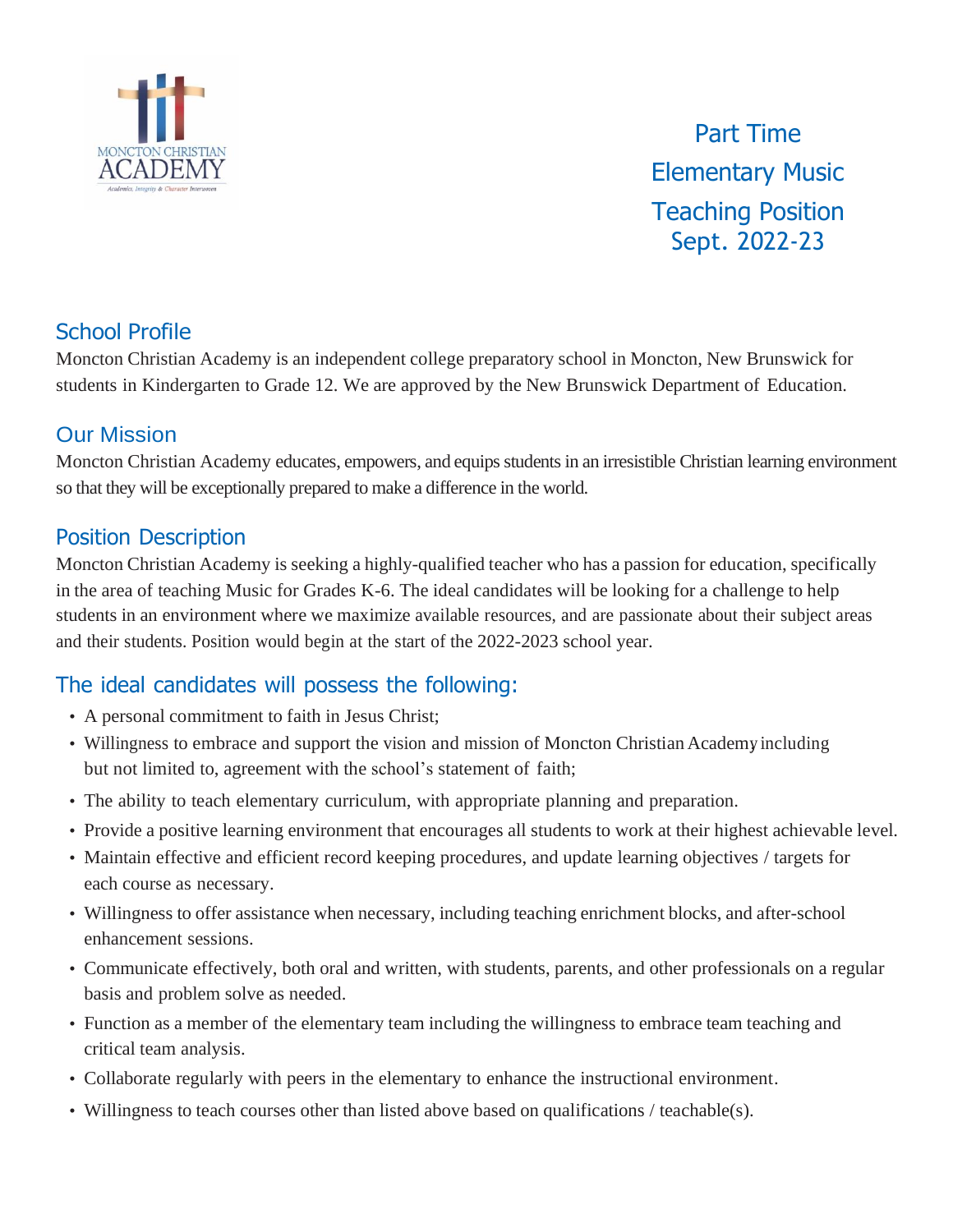# Part Time Elementary Music Teaching Position Sept. 2022-23

## School Profile

Moncton Christian Academy is an independent college preparatory school in Moncton, New Brunswick for students in Kindergarten to Grade 12. We are approved by the New Brunswick Department of Education.

## Our Mission

Moncton Christian Academy educates, empowers, and equips students in an irresistible Christian learning environment so that they will be exceptionally prepared to make a difference in the world.

## Position Description

Moncton Christian Academy is seeking a highly-qualified teacher who has a passion for education, specifically in the area of teaching Music for Grades K-6. The ideal candidates will be looking for a challenge to help students in an environment where we maximize available resources, and are passionate about their subject areas and their students. Position would begin at the start of the 2022-2023 school year.

## The ideal candidates will possess the following:

- A personal commitment to faith in Jesus Christ;
- Willingness to embrace and support the vision and mission of Moncton Christian Academy including but not limited to, agreement with the school's statement of faith;
- The ability to teach elementary curriculum, with appropriate planning and preparation.
- Provide a positive learning environment that encourages all students to work at their highest achievable level.
- Maintain effective and efficient record keeping procedures, and update learning objectives / targets for each course as necessary.
- Willingness to offer assistance when necessary, including teaching enrichment blocks, and after-school enhancement sessions.
- Communicate effectively, both oral and written, with students, parents, and other professionals on a regular basis and problem solve as needed.
- Function as a member of the elementary team including the willingness to embrace team teaching and critical team analysis.
- Collaborate regularly with peers in the elementary to enhance the instructional environment.
- Willingness to teach courses other than listed above based on qualifications / teachable(s).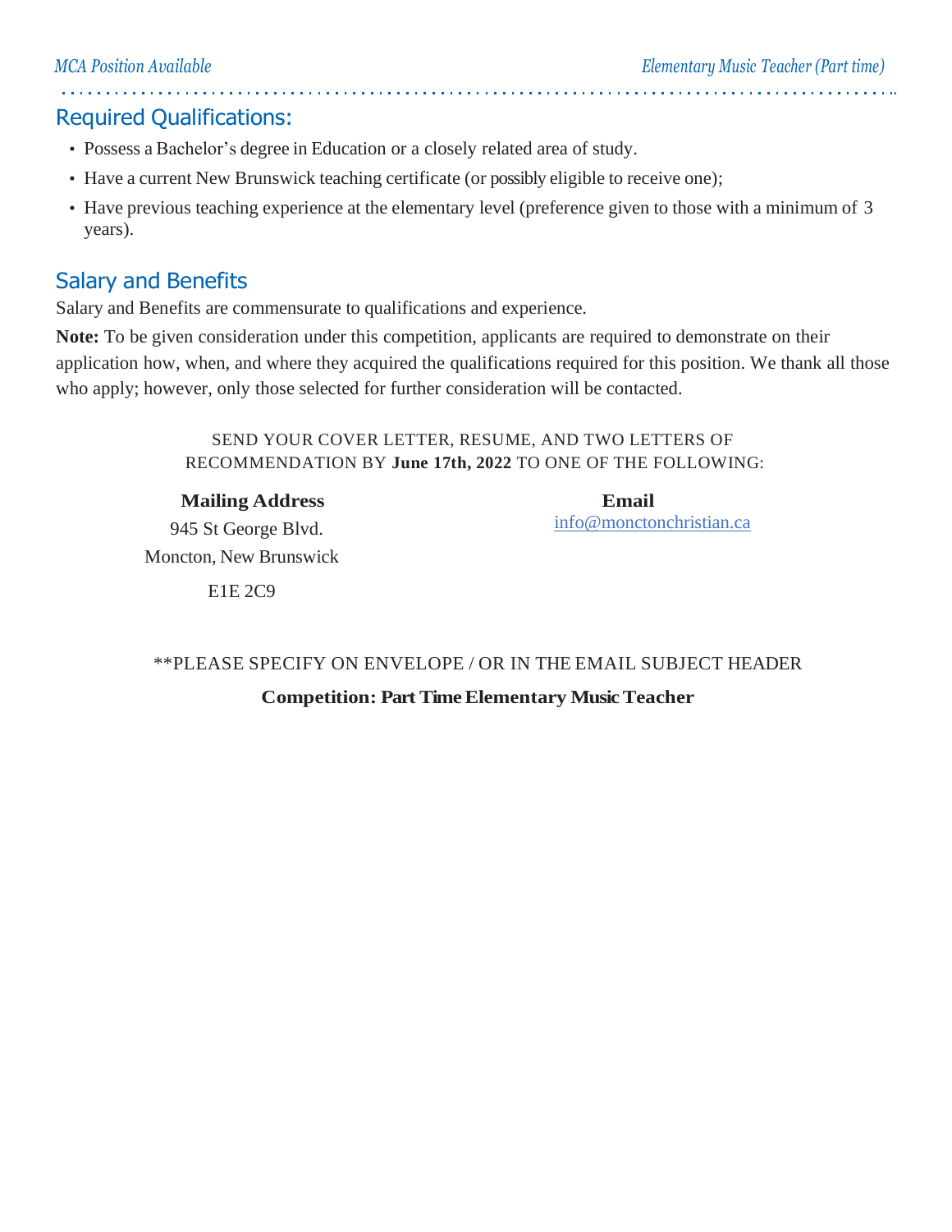## Required Qualifications:

- Possess a Bachelor's degree in Education or a closely related area of study.
- Have a current New Brunswick teaching certificate (or possibly eligible to receive one);
- Have previous teaching experience at the elementary level (preference given to those with a minimum of 3 years).

## Salary and Benefits

Salary and Benefits are commensurate to qualifications and experience.

**Note:** To be given consideration under this competition, applicants are required to demonstrate on their application how, when, and where they acquired the qualifications required for this position. We thank all those who apply; however, only those selected for further consideration will be contacted.

SEND YOUR COVER LETTER, RESUME, AND TWO LETTERS OF RECOMMENDATION BY **June 17th, 2022** TO ONE OF THE FOLLOWING:

**Mailing Address**

945 St George Blvd.

Moncton, New Brunswick

E1E 2C9

**Email**

info@monctonchristian.ca

**PLEASE SPECIFY ON ENVELOPE / OR IN THE EMAIL SUBJECT HEADER

**Competition: Part Time Elementary Music Teacher**